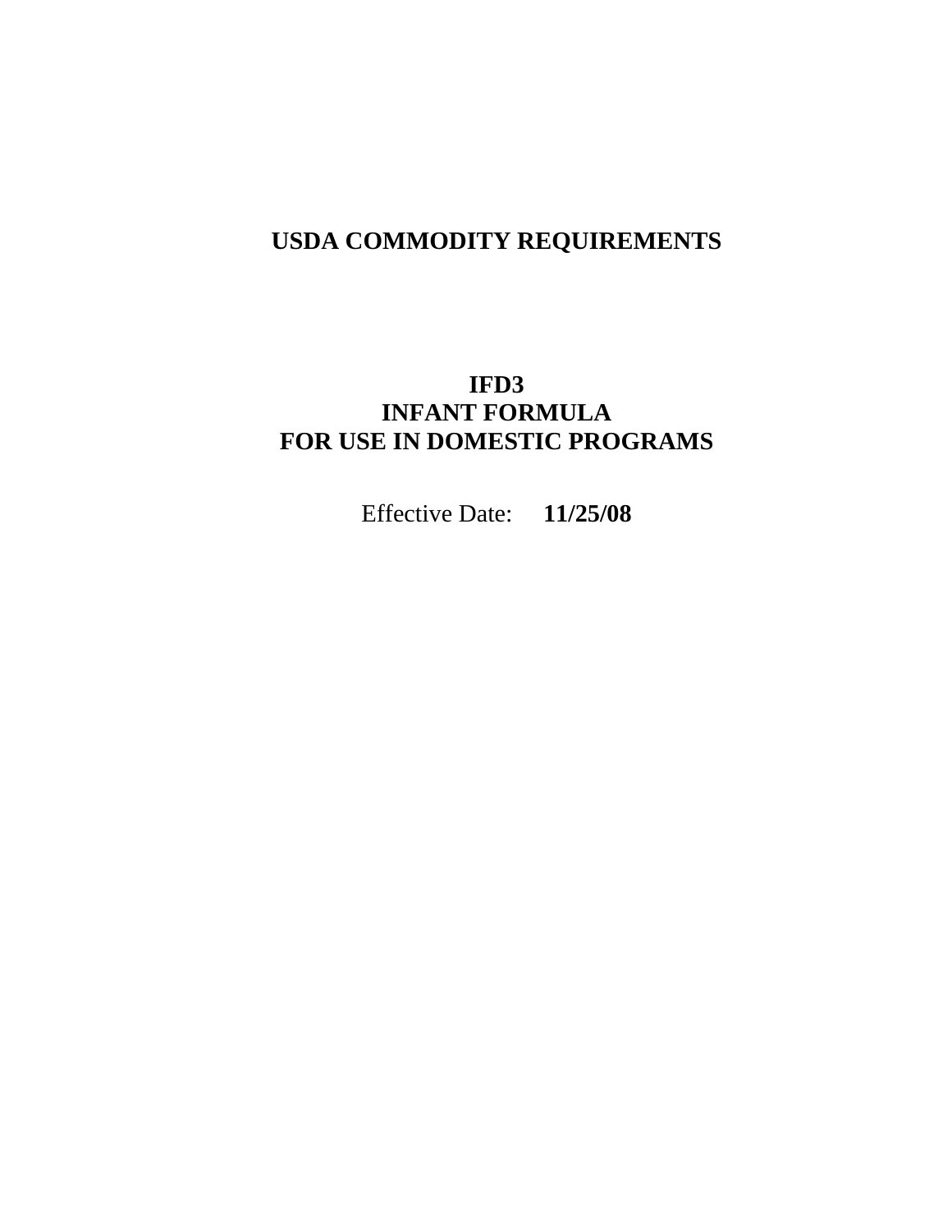# USDA COMMODITY REQUIREMENTS

## IFD3
## INFANT FORMULA
## FOR USE IN DOMESTIC PROGRAMS

Effective Date: **11/25/08**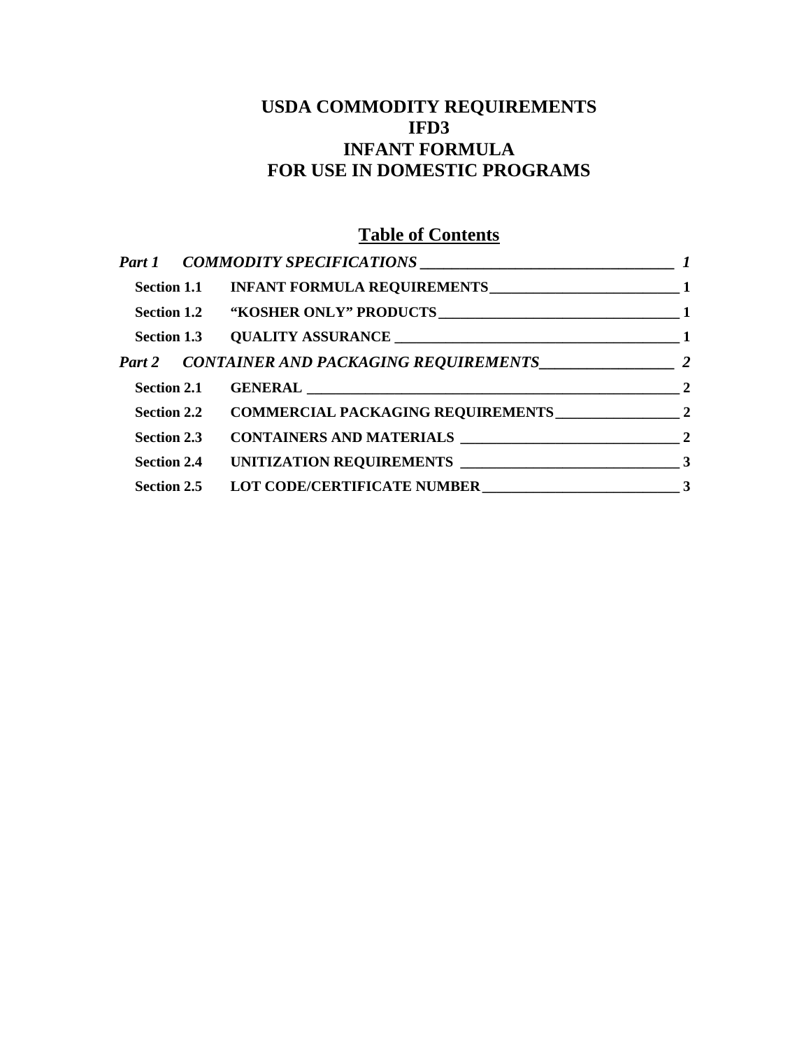# USDA COMMODITY REQUIREMENTS
# IFD3
# INFANT FORMULA
# FOR USE IN DOMESTIC PROGRAMS

## Table of Contents

| | | |
|---|---|---|
| ***Part 1*** | ***COMMODITY SPECIFICATIONS*** | ***1*** |
| **Section 1.1** | **INFANT FORMULA REQUIREMENTS** | **1** |
| **Section 1.2** | **"KOSHER ONLY" PRODUCTS** | **1** |
| **Section 1.3** | **QUALITY ASSURANCE** | **1** |
| ***Part 2*** | ***CONTAINER AND PACKAGING REQUIREMENTS*** | ***2*** |
| **Section 2.1** | **GENERAL** | **2** |
| **Section 2.2** | **COMMERCIAL PACKAGING REQUIREMENTS** | **2** |
| **Section 2.3** | **CONTAINERS AND MATERIALS** | **2** |
| **Section 2.4** | **UNITIZATION REQUIREMENTS** | **3** |
| **Section 2.5** | **LOT CODE/CERTIFICATE NUMBER** | **3** |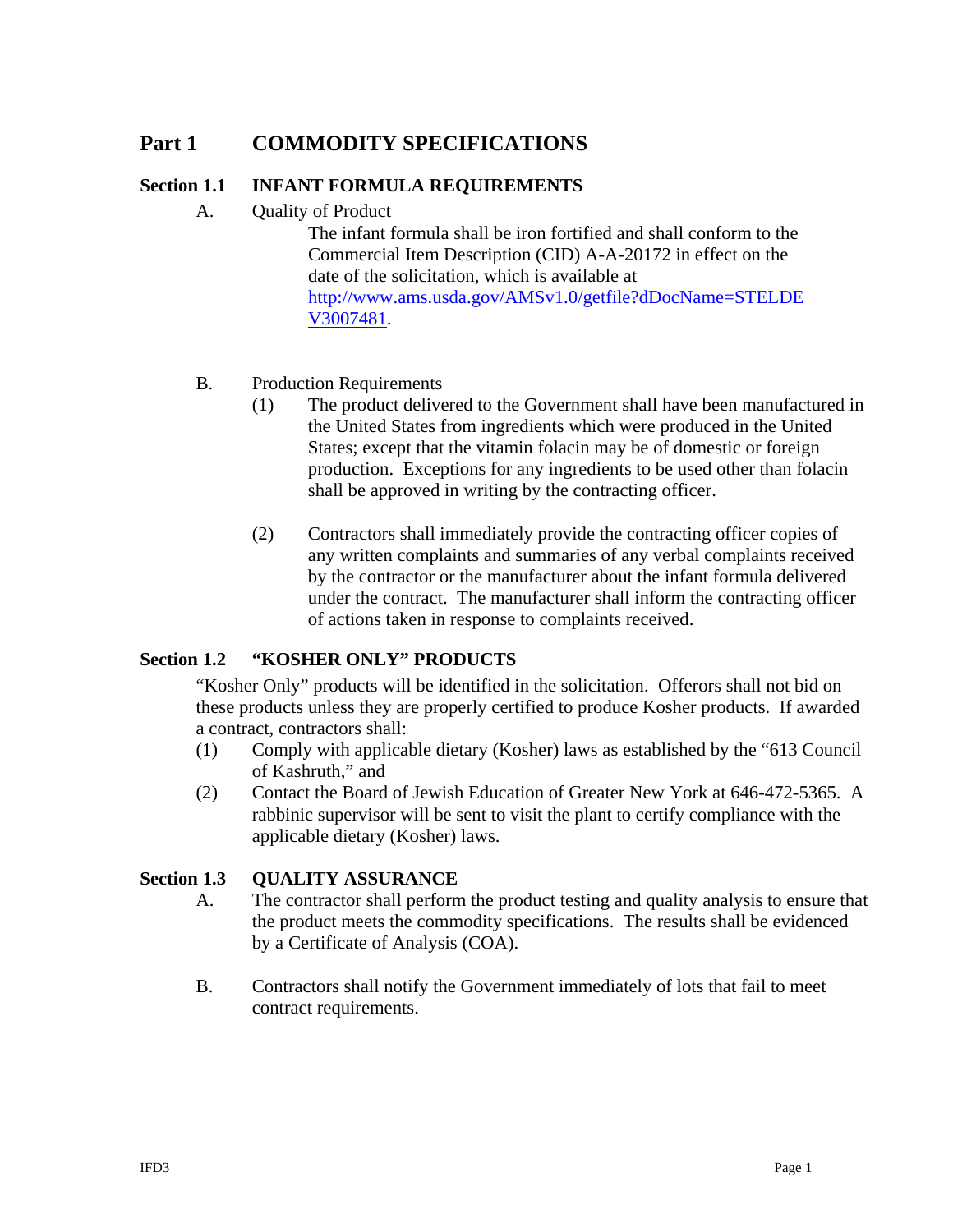# Part 1 COMMODITY SPECIFICATIONS

## Section 1.1 INFANT FORMULA REQUIREMENTS

A. Quality of Product

The infant formula shall be iron fortified and shall conform to the Commercial Item Description (CID) A-A-20172 in effect on the date of the solicitation, which is available at [http://www.ams.usda.gov/AMSv1.0/getfile?dDocName=STELDEV3007481](http://www.ams.usda.gov/AMSv1.0/getfile?dDocName=STELDEV3007481).

B. Production Requirements

(1) The product delivered to the Government shall have been manufactured in the United States from ingredients which were produced in the United States; except that the vitamin folacin may be of domestic or foreign production. Exceptions for any ingredients to be used other than folacin shall be approved in writing by the contracting officer.

(2) Contractors shall immediately provide the contracting officer copies of any written complaints and summaries of any verbal complaints received by the contractor or the manufacturer about the infant formula delivered under the contract. The manufacturer shall inform the contracting officer of actions taken in response to complaints received.

## Section 1.2 "KOSHER ONLY" PRODUCTS

"Kosher Only" products will be identified in the solicitation. Offerors shall not bid on these products unless they are properly certified to produce Kosher products. If awarded a contract, contractors shall:

(1) Comply with applicable dietary (Kosher) laws as established by the "613 Council of Kashruth," and

(2) Contact the Board of Jewish Education of Greater New York at 646-472-5365. A rabbinic supervisor will be sent to visit the plant to certify compliance with the applicable dietary (Kosher) laws.

## Section 1.3 QUALITY ASSURANCE

A. The contractor shall perform the product testing and quality analysis to ensure that the product meets the commodity specifications. The results shall be evidenced by a Certificate of Analysis (COA).

B. Contractors shall notify the Government immediately of lots that fail to meet contract requirements.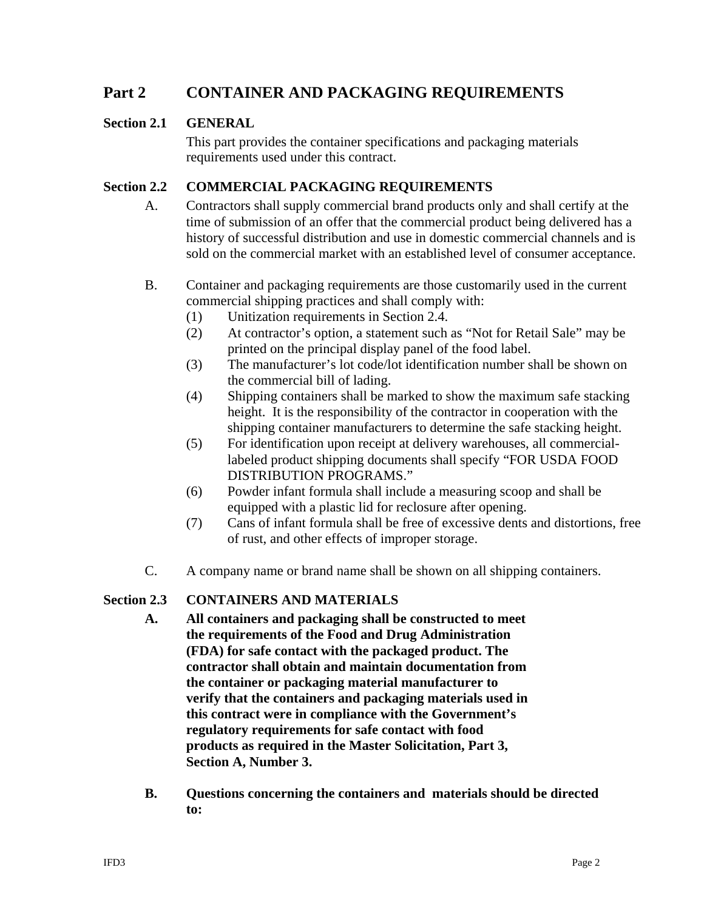# Part 2 CONTAINER AND PACKAGING REQUIREMENTS

## Section 2.1 GENERAL

This part provides the container specifications and packaging materials requirements used under this contract.

## Section 2.2 COMMERCIAL PACKAGING REQUIREMENTS

A. Contractors shall supply commercial brand products only and shall certify at the time of submission of an offer that the commercial product being delivered has a history of successful distribution and use in domestic commercial channels and is sold on the commercial market with an established level of consumer acceptance.

B. Container and packaging requirements are those customarily used in the current commercial shipping practices and shall comply with:

(1) Unitization requirements in Section 2.4.

(2) At contractor's option, a statement such as "Not for Retail Sale" may be printed on the principal display panel of the food label.

(3) The manufacturer's lot code/lot identification number shall be shown on the commercial bill of lading.

(4) Shipping containers shall be marked to show the maximum safe stacking height. It is the responsibility of the contractor in cooperation with the shipping container manufacturers to determine the safe stacking height.

(5) For identification upon receipt at delivery warehouses, all commercial-labeled product shipping documents shall specify "FOR USDA FOOD DISTRIBUTION PROGRAMS."

(6) Powder infant formula shall include a measuring scoop and shall be equipped with a plastic lid for reclosure after opening.

(7) Cans of infant formula shall be free of excessive dents and distortions, free of rust, and other effects of improper storage.

C. A company name or brand name shall be shown on all shipping containers.

## Section 2.3 CONTAINERS AND MATERIALS

**A. All containers and packaging shall be constructed to meet the requirements of the Food and Drug Administration (FDA) for safe contact with the packaged product. The contractor shall obtain and maintain documentation from the container or packaging material manufacturer to verify that the containers and packaging materials used in this contract were in compliance with the Government's regulatory requirements for safe contact with food products as required in the Master Solicitation, Part 3, Section A, Number 3.**

**B. Questions concerning the containers and materials should be directed to:**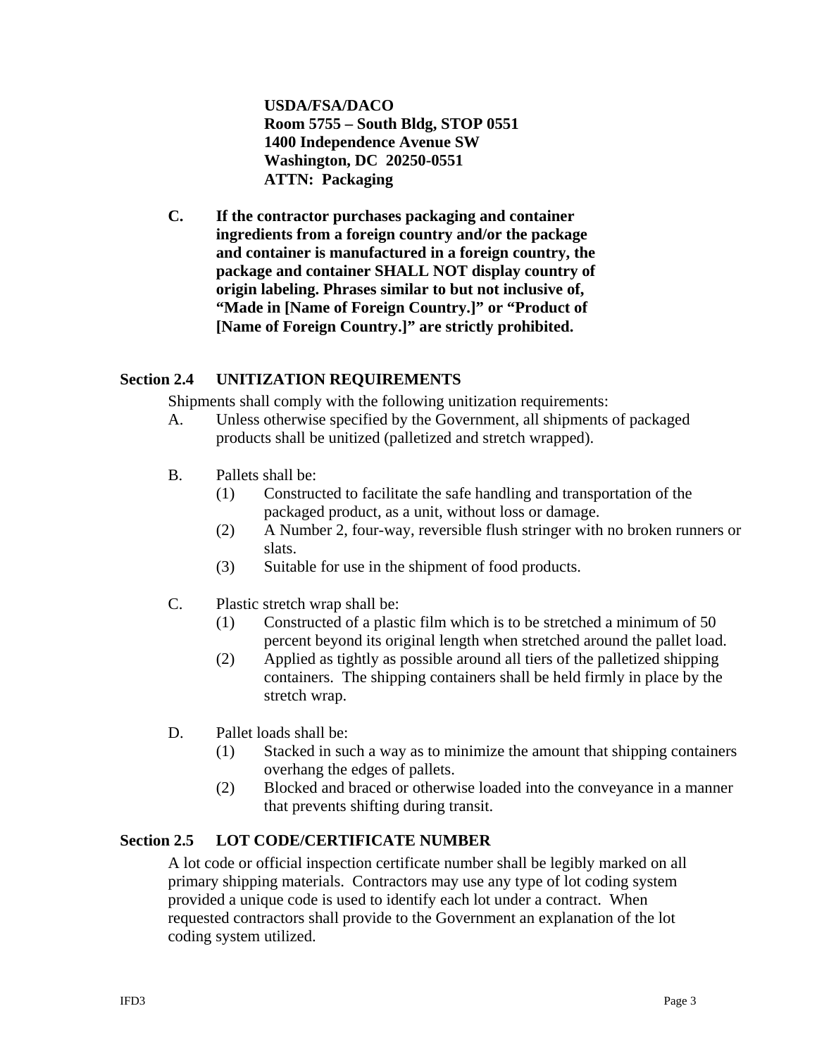**USDA/FSA/DACO**
**Room 5755 – South Bldg, STOP 0551**
**1400 Independence Avenue SW**
**Washington, DC 20250-0551**
**ATTN: Packaging**

**C. If the contractor purchases packaging and container ingredients from a foreign country and/or the package and container is manufactured in a foreign country, the package and container SHALL NOT display country of origin labeling. Phrases similar to but not inclusive of, "Made in [Name of Foreign Country.]" or "Product of [Name of Foreign Country.]" are strictly prohibited.**

## Section 2.4 UNITIZATION REQUIREMENTS

Shipments shall comply with the following unitization requirements:

A. Unless otherwise specified by the Government, all shipments of packaged products shall be unitized (palletized and stretch wrapped).

B. Pallets shall be:
   (1) Constructed to facilitate the safe handling and transportation of the packaged product, as a unit, without loss or damage.
   (2) A Number 2, four-way, reversible flush stringer with no broken runners or slats.
   (3) Suitable for use in the shipment of food products.

C. Plastic stretch wrap shall be:
   (1) Constructed of a plastic film which is to be stretched a minimum of 50 percent beyond its original length when stretched around the pallet load.
   (2) Applied as tightly as possible around all tiers of the palletized shipping containers. The shipping containers shall be held firmly in place by the stretch wrap.

D. Pallet loads shall be:
   (1) Stacked in such a way as to minimize the amount that shipping containers overhang the edges of pallets.
   (2) Blocked and braced or otherwise loaded into the conveyance in a manner that prevents shifting during transit.

## Section 2.5 LOT CODE/CERTIFICATE NUMBER

A lot code or official inspection certificate number shall be legibly marked on all primary shipping materials. Contractors may use any type of lot coding system provided a unique code is used to identify each lot under a contract. When requested contractors shall provide to the Government an explanation of the lot coding system utilized.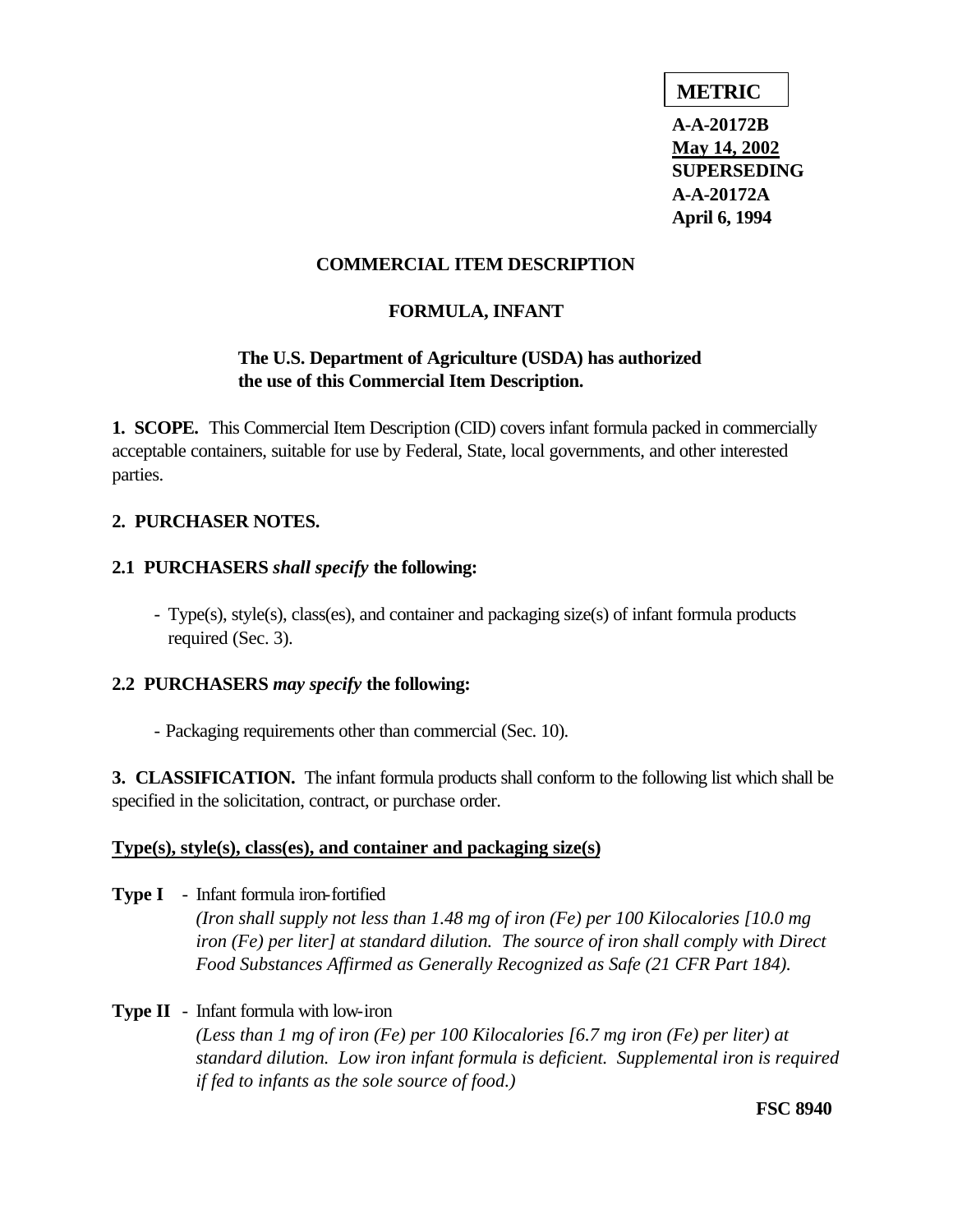**METRIC**

**A-A-20172B**
**May 14, 2002**
**SUPERSEDING**
**A-A-20172A**
**April 6, 1994**

# COMMERCIAL ITEM DESCRIPTION

## FORMULA, INFANT

**The U.S. Department of Agriculture (USDA) has authorized the use of this Commercial Item Description.**

**1. SCOPE.** This Commercial Item Description (CID) covers infant formula packed in commercially acceptable containers, suitable for use by Federal, State, local governments, and other interested parties.

**2. PURCHASER NOTES.**

**2.1 PURCHASERS *shall specify* the following:**

- Type(s), style(s), class(es), and container and packaging size(s) of infant formula products required (Sec. 3).

**2.2 PURCHASERS *may specify* the following:**

- Packaging requirements other than commercial (Sec. 10).

**3. CLASSIFICATION.** The infant formula products shall conform to the following list which shall be specified in the solicitation, contract, or purchase order.

**Type(s), style(s), class(es), and container and packaging size(s)**

**Type I** - Infant formula iron-fortified
*(Iron shall supply not less than 1.48 mg of iron (Fe) per 100 Kilocalories [10.0 mg iron (Fe) per liter] at standard dilution. The source of iron shall comply with Direct Food Substances Affirmed as Generally Recognized as Safe (21 CFR Part 184).*

**Type II** - Infant formula with low-iron
*(Less than 1 mg of iron (Fe) per 100 Kilocalories [6.7 mg iron (Fe) per liter) at standard dilution. Low iron infant formula is deficient. Supplemental iron is required if fed to infants as the sole source of food.)*

**FSC 8940**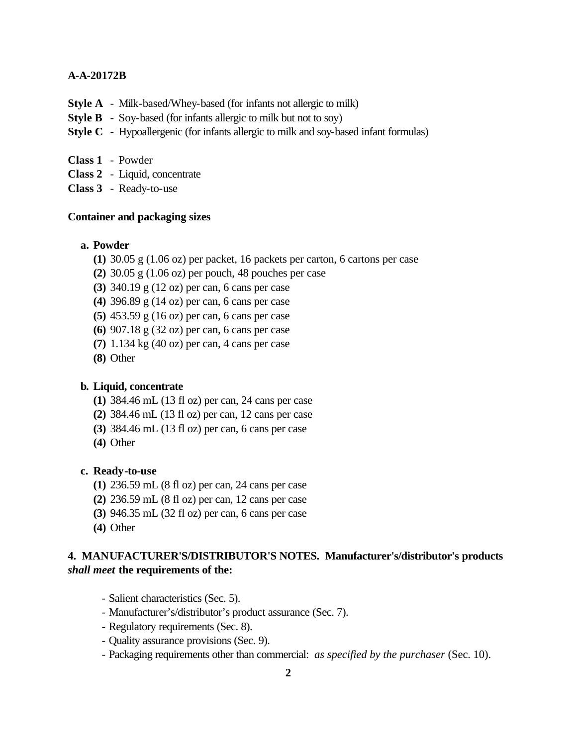**Style A** - Milk-based/Whey-based (for infants not allergic to milk)
**Style B** - Soy-based (for infants allergic to milk but not to soy)
**Style C** - Hypoallergenic (for infants allergic to milk and soy-based infant formulas)

**Class 1** - Powder
**Class 2** - Liquid, concentrate
**Class 3** - Ready-to-use

**Container and packaging sizes**

**a. Powder**

- **(1)** 30.05 g (1.06 oz) per packet, 16 packets per carton, 6 cartons per case
- **(2)** 30.05 g (1.06 oz) per pouch, 48 pouches per case
- **(3)** 340.19 g (12 oz) per can, 6 cans per case
- **(4)** 396.89 g (14 oz) per can, 6 cans per case
- **(5)** 453.59 g (16 oz) per can, 6 cans per case
- **(6)** 907.18 g (32 oz) per can, 6 cans per case
- **(7)** 1.134 kg (40 oz) per can, 4 cans per case
- **(8)** Other

**b. Liquid, concentrate**

- **(1)** 384.46 mL (13 fl oz) per can, 24 cans per case
- **(2)** 384.46 mL (13 fl oz) per can, 12 cans per case
- **(3)** 384.46 mL (13 fl oz) per can, 6 cans per case
- **(4)** Other

**c. Ready-to-use**

- **(1)** 236.59 mL (8 fl oz) per can, 24 cans per case
- **(2)** 236.59 mL (8 fl oz) per can, 12 cans per case
- **(3)** 946.35 mL (32 fl oz) per can, 6 cans per case
- **(4)** Other

**4. MANUFACTURER'S/DISTRIBUTOR'S NOTES. Manufacturer's/distributor's products *shall meet* the requirements of the:**

- Salient characteristics (Sec. 5).
- Manufacturer's/distributor's product assurance (Sec. 7).
- Regulatory requirements (Sec. 8).
- Quality assurance provisions (Sec. 9).
- Packaging requirements other than commercial: *as specified by the purchaser* (Sec. 10).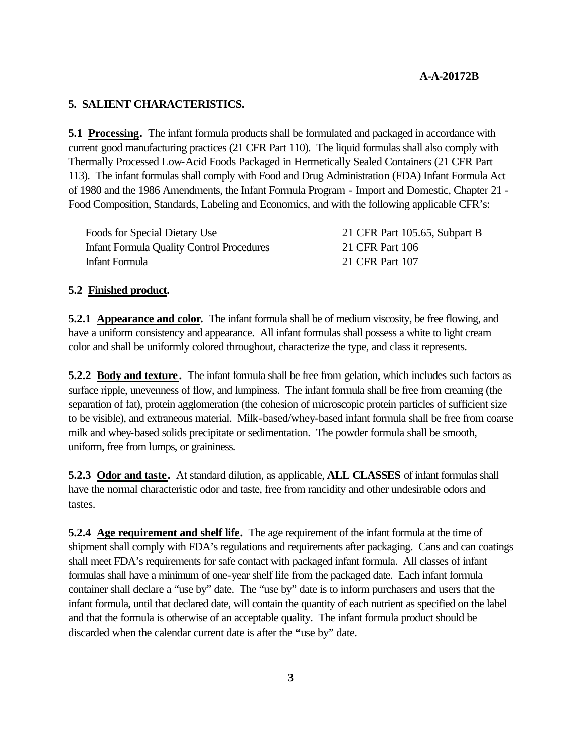## 5. SALIENT CHARACTERISTICS.

**5.1 Processing.** The infant formula products shall be formulated and packaged in accordance with current good manufacturing practices (21 CFR Part 110). The liquid formulas shall also comply with Thermally Processed Low-Acid Foods Packaged in Hermetically Sealed Containers (21 CFR Part 113). The infant formulas shall comply with Food and Drug Administration (FDA) Infant Formula Act of 1980 and the 1986 Amendments, the Infant Formula Program - Import and Domestic, Chapter 21 - Food Composition, Standards, Labeling and Economics, and with the following applicable CFR's:

| | |
|---|---|
| Foods for Special Dietary Use | 21 CFR Part 105.65, Subpart B |
| Infant Formula Quality Control Procedures | 21 CFR Part 106 |
| Infant Formula | 21 CFR Part 107 |

**5.2 Finished product.**

**5.2.1 Appearance and color.** The infant formula shall be of medium viscosity, be free flowing, and have a uniform consistency and appearance. All infant formulas shall possess a white to light cream color and shall be uniformly colored throughout, characterize the type, and class it represents.

**5.2.2 Body and texture.** The infant formula shall be free from gelation, which includes such factors as surface ripple, unevenness of flow, and lumpiness. The infant formula shall be free from creaming (the separation of fat), protein agglomeration (the cohesion of microscopic protein particles of sufficient size to be visible), and extraneous material. Milk-based/whey-based infant formula shall be free from coarse milk and whey-based solids precipitate or sedimentation. The powder formula shall be smooth, uniform, free from lumps, or graininess.

**5.2.3 Odor and taste.** At standard dilution, as applicable, **ALL CLASSES** of infant formulas shall have the normal characteristic odor and taste, free from rancidity and other undesirable odors and tastes.

**5.2.4 Age requirement and shelf life.** The age requirement of the infant formula at the time of shipment shall comply with FDA's regulations and requirements after packaging. Cans and can coatings shall meet FDA's requirements for safe contact with packaged infant formula. All classes of infant formulas shall have a minimum of one-year shelf life from the packaged date. Each infant formula container shall declare a "use by" date. The "use by" date is to inform purchasers and users that the infant formula, until that declared date, will contain the quantity of each nutrient as specified on the label and that the formula is otherwise of an acceptable quality. The infant formula product should be discarded when the calendar current date is after the "use by" date.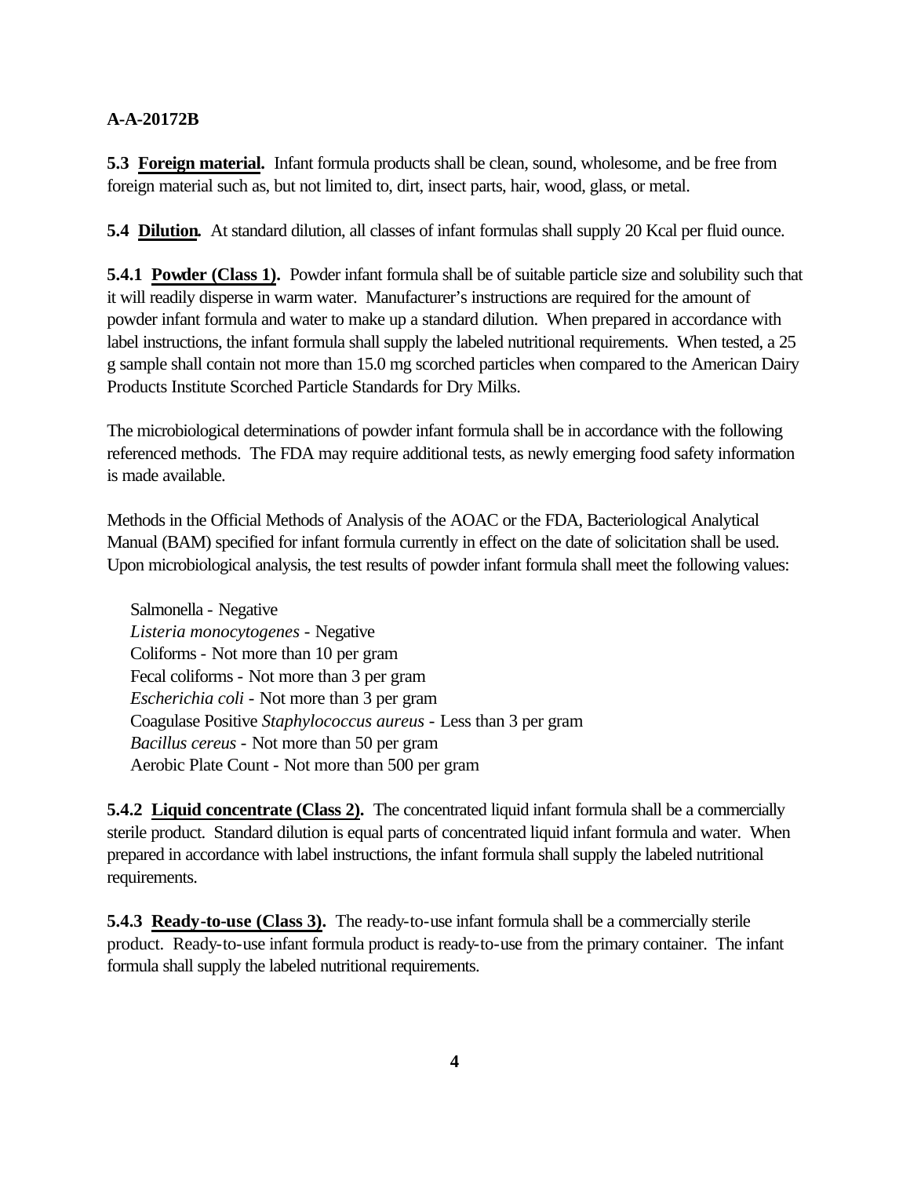**5.3 Foreign material.** Infant formula products shall be clean, sound, wholesome, and be free from foreign material such as, but not limited to, dirt, insect parts, hair, wood, glass, or metal.

**5.4 Dilution.** At standard dilution, all classes of infant formulas shall supply 20 Kcal per fluid ounce.

**5.4.1 Powder (Class 1).** Powder infant formula shall be of suitable particle size and solubility such that it will readily disperse in warm water. Manufacturer's instructions are required for the amount of powder infant formula and water to make up a standard dilution. When prepared in accordance with label instructions, the infant formula shall supply the labeled nutritional requirements. When tested, a 25 g sample shall contain not more than 15.0 mg scorched particles when compared to the American Dairy Products Institute Scorched Particle Standards for Dry Milks.

The microbiological determinations of powder infant formula shall be in accordance with the following referenced methods. The FDA may require additional tests, as newly emerging food safety information is made available.

Methods in the Official Methods of Analysis of the AOAC or the FDA, Bacteriological Analytical Manual (BAM) specified for infant formula currently in effect on the date of solicitation shall be used. Upon microbiological analysis, the test results of powder infant formula shall meet the following values:

Salmonella - Negative
*Listeria monocytogenes* - Negative
Coliforms - Not more than 10 per gram
Fecal coliforms - Not more than 3 per gram
*Escherichia coli* - Not more than 3 per gram
Coagulase Positive *Staphylococcus aureus* - Less than 3 per gram
*Bacillus cereus* - Not more than 50 per gram
Aerobic Plate Count - Not more than 500 per gram

**5.4.2 Liquid concentrate (Class 2).** The concentrated liquid infant formula shall be a commercially sterile product. Standard dilution is equal parts of concentrated liquid infant formula and water. When prepared in accordance with label instructions, the infant formula shall supply the labeled nutritional requirements.

**5.4.3 Ready-to-use (Class 3).** The ready-to-use infant formula shall be a commercially sterile product. Ready-to-use infant formula product is ready-to-use from the primary container. The infant formula shall supply the labeled nutritional requirements.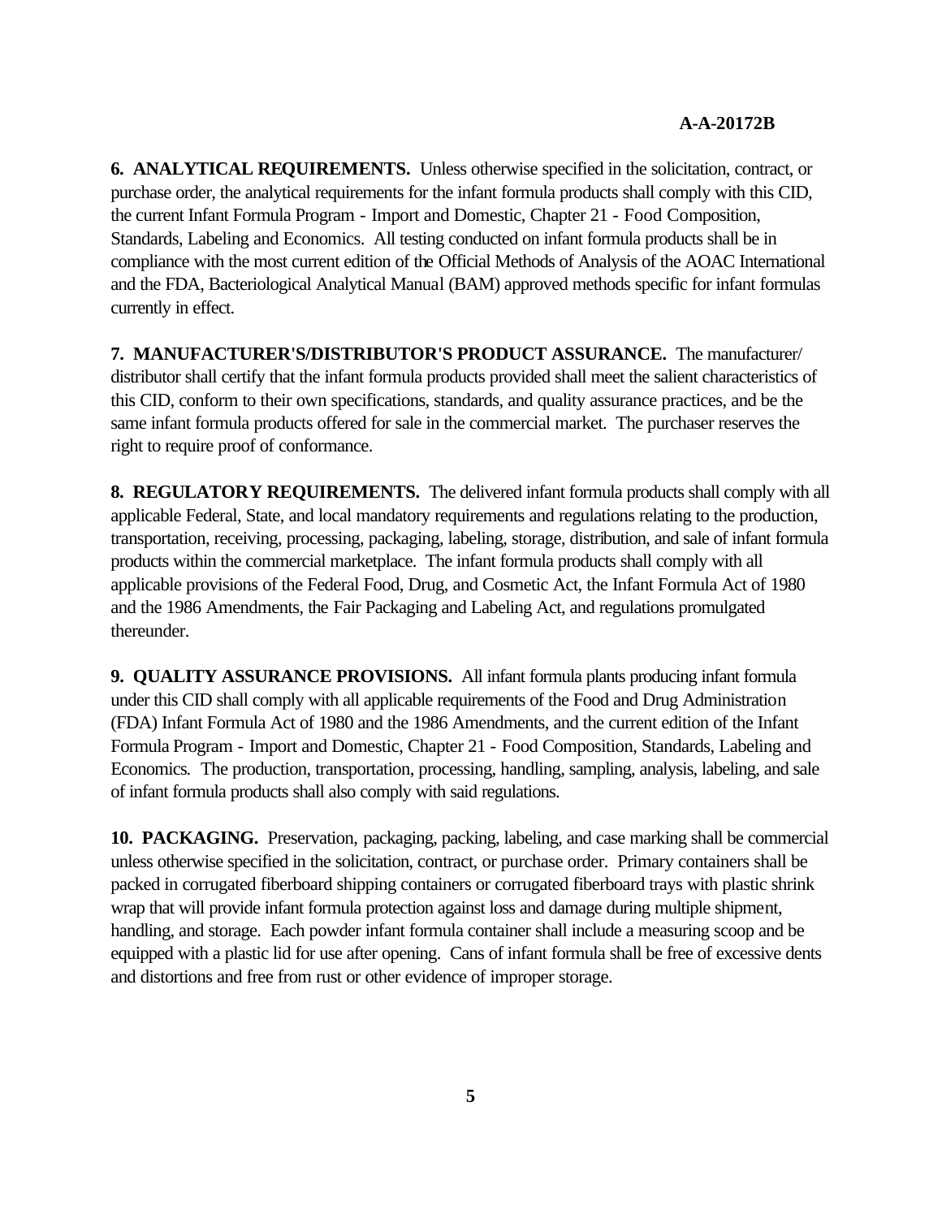**6. ANALYTICAL REQUIREMENTS.** Unless otherwise specified in the solicitation, contract, or purchase order, the analytical requirements for the infant formula products shall comply with this CID, the current Infant Formula Program - Import and Domestic, Chapter 21 - Food Composition, Standards, Labeling and Economics. All testing conducted on infant formula products shall be in compliance with the most current edition of the Official Methods of Analysis of the AOAC International and the FDA, Bacteriological Analytical Manual (BAM) approved methods specific for infant formulas currently in effect.

**7. MANUFACTURER'S/DISTRIBUTOR'S PRODUCT ASSURANCE.** The manufacturer/ distributor shall certify that the infant formula products provided shall meet the salient characteristics of this CID, conform to their own specifications, standards, and quality assurance practices, and be the same infant formula products offered for sale in the commercial market. The purchaser reserves the right to require proof of conformance.

**8. REGULATORY REQUIREMENTS.** The delivered infant formula products shall comply with all applicable Federal, State, and local mandatory requirements and regulations relating to the production, transportation, receiving, processing, packaging, labeling, storage, distribution, and sale of infant formula products within the commercial marketplace. The infant formula products shall comply with all applicable provisions of the Federal Food, Drug, and Cosmetic Act, the Infant Formula Act of 1980 and the 1986 Amendments, the Fair Packaging and Labeling Act, and regulations promulgated thereunder.

**9. QUALITY ASSURANCE PROVISIONS.** All infant formula plants producing infant formula under this CID shall comply with all applicable requirements of the Food and Drug Administration (FDA) Infant Formula Act of 1980 and the 1986 Amendments, and the current edition of the Infant Formula Program - Import and Domestic, Chapter 21 - Food Composition, Standards, Labeling and Economics. The production, transportation, processing, handling, sampling, analysis, labeling, and sale of infant formula products shall also comply with said regulations.

**10. PACKAGING.** Preservation, packaging, packing, labeling, and case marking shall be commercial unless otherwise specified in the solicitation, contract, or purchase order. Primary containers shall be packed in corrugated fiberboard shipping containers or corrugated fiberboard trays with plastic shrink wrap that will provide infant formula protection against loss and damage during multiple shipment, handling, and storage. Each powder infant formula container shall include a measuring scoop and be equipped with a plastic lid for use after opening. Cans of infant formula shall be free of excessive dents and distortions and free from rust or other evidence of improper storage.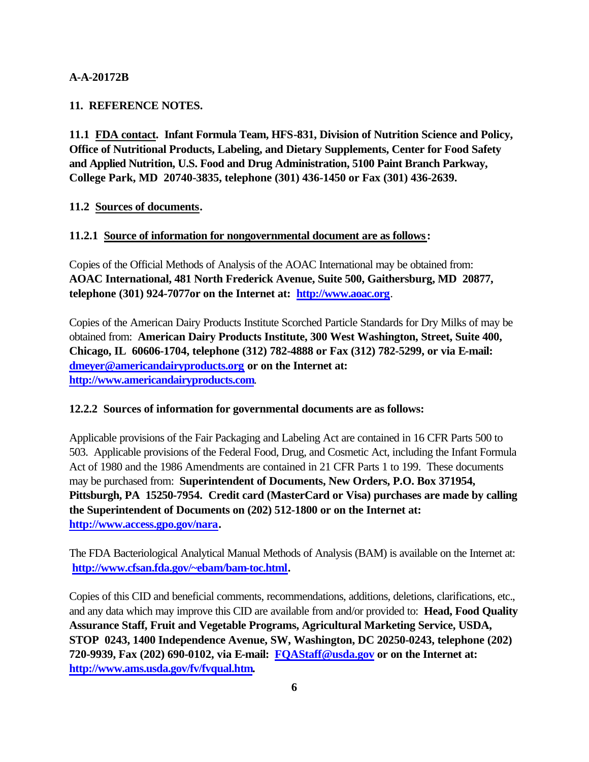A-A-20172B

## 11. REFERENCE NOTES.

**11.1 FDA contact. Infant Formula Team, HFS-831, Division of Nutrition Science and Policy, Office of Nutritional Products, Labeling, and Dietary Supplements, Center for Food Safety and Applied Nutrition, U.S. Food and Drug Administration, 5100 Paint Branch Parkway, College Park, MD 20740-3835, telephone (301) 436-1450 or Fax (301) 436-2639.**

### 11.2 Sources of documents.

#### 11.2.1 Source of information for nongovernmental document are as follows:

Copies of the Official Methods of Analysis of the AOAC International may be obtained from: **AOAC International, 481 North Frederick Avenue, Suite 500, Gaithersburg, MD 20877, telephone (301) 924-7077or on the Internet at: http://www.aoac.org**.

Copies of the American Dairy Products Institute Scorched Particle Standards for Dry Milks of may be obtained from: **American Dairy Products Institute, 300 West Washington, Street, Suite 400, Chicago, IL 60606-1704, telephone (312) 782-4888 or Fax (312) 782-5299, or via E-mail: dmeyer@americandairyproducts.org or on the Internet at: http://www.americandairyproducts.com**.

#### 12.2.2 Sources of information for governmental documents are as follows:

Applicable provisions of the Fair Packaging and Labeling Act are contained in 16 CFR Parts 500 to 503. Applicable provisions of the Federal Food, Drug, and Cosmetic Act, including the Infant Formula Act of 1980 and the 1986 Amendments are contained in 21 CFR Parts 1 to 199. These documents may be purchased from: **Superintendent of Documents, New Orders, P.O. Box 371954, Pittsburgh, PA 15250-7954. Credit card (MasterCard or Visa) purchases are made by calling the Superintendent of Documents on (202) 512-1800 or on the Internet at: http://www.access.gpo.gov/nara.**

The FDA Bacteriological Analytical Manual Methods of Analysis (BAM) is available on the Internet at: **http://www.cfsan.fda.gov/~ebam/bam-toc.html.**

Copies of this CID and beneficial comments, recommendations, additions, deletions, clarifications, etc., and any data which may improve this CID are available from and/or provided to: **Head, Food Quality Assurance Staff, Fruit and Vegetable Programs, Agricultural Marketing Service, USDA, STOP 0243, 1400 Independence Avenue, SW, Washington, DC 20250-0243, telephone (202) 720-9939, Fax (202) 690-0102, via E-mail: FQAStaff@usda.gov or on the Internet at: http://www.ams.usda.gov/fv/fvqual.htm.**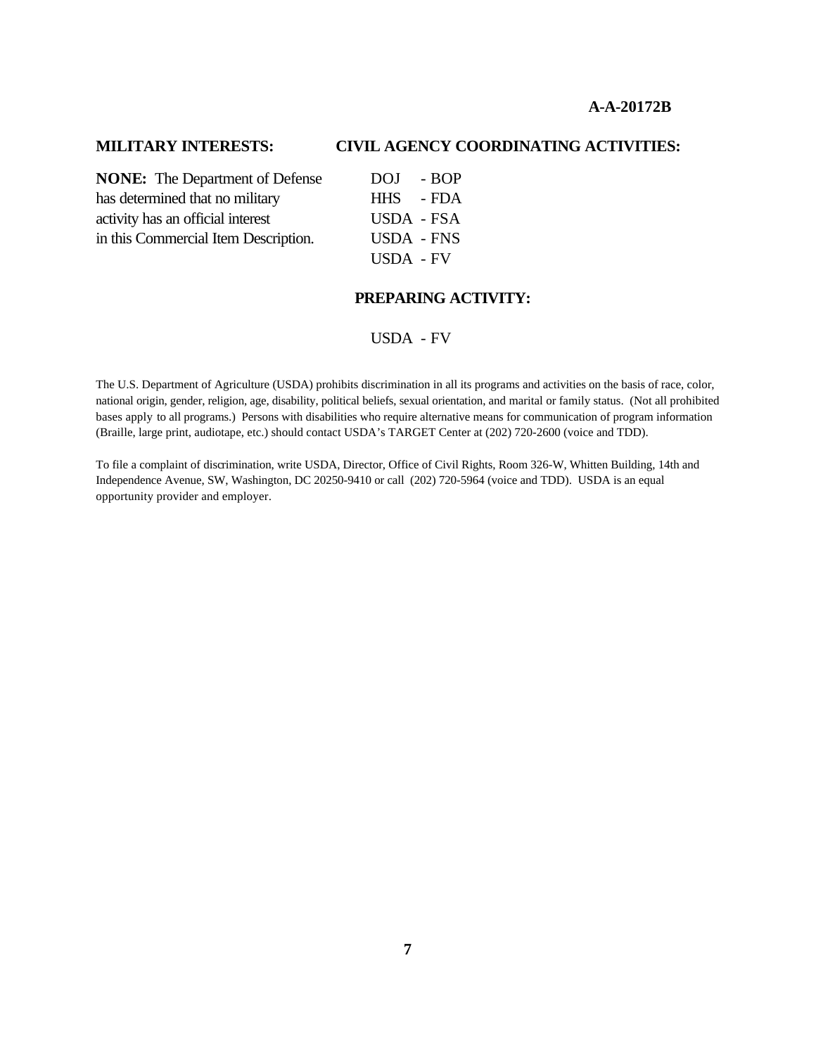**MILITARY INTERESTS:**

**NONE:** The Department of Defense has determined that no military activity has an official interest in this Commercial Item Description.

**CIVIL AGENCY COORDINATING ACTIVITIES:**

DOJ - BOP
HHS - FDA
USDA - FSA
USDA - FNS
USDA - FV

**PREPARING ACTIVITY:**

USDA - FV

The U.S. Department of Agriculture (USDA) prohibits discrimination in all its programs and activities on the basis of race, color, national origin, gender, religion, age, disability, political beliefs, sexual orientation, and marital or family status. (Not all prohibited bases apply to all programs.) Persons with disabilities who require alternative means for communication of program information (Braille, large print, audiotape, etc.) should contact USDA's TARGET Center at (202) 720-2600 (voice and TDD).

To file a complaint of discrimination, write USDA, Director, Office of Civil Rights, Room 326-W, Whitten Building, 14th and Independence Avenue, SW, Washington, DC 20250-9410 or call (202) 720-5964 (voice and TDD). USDA is an equal opportunity provider and employer.